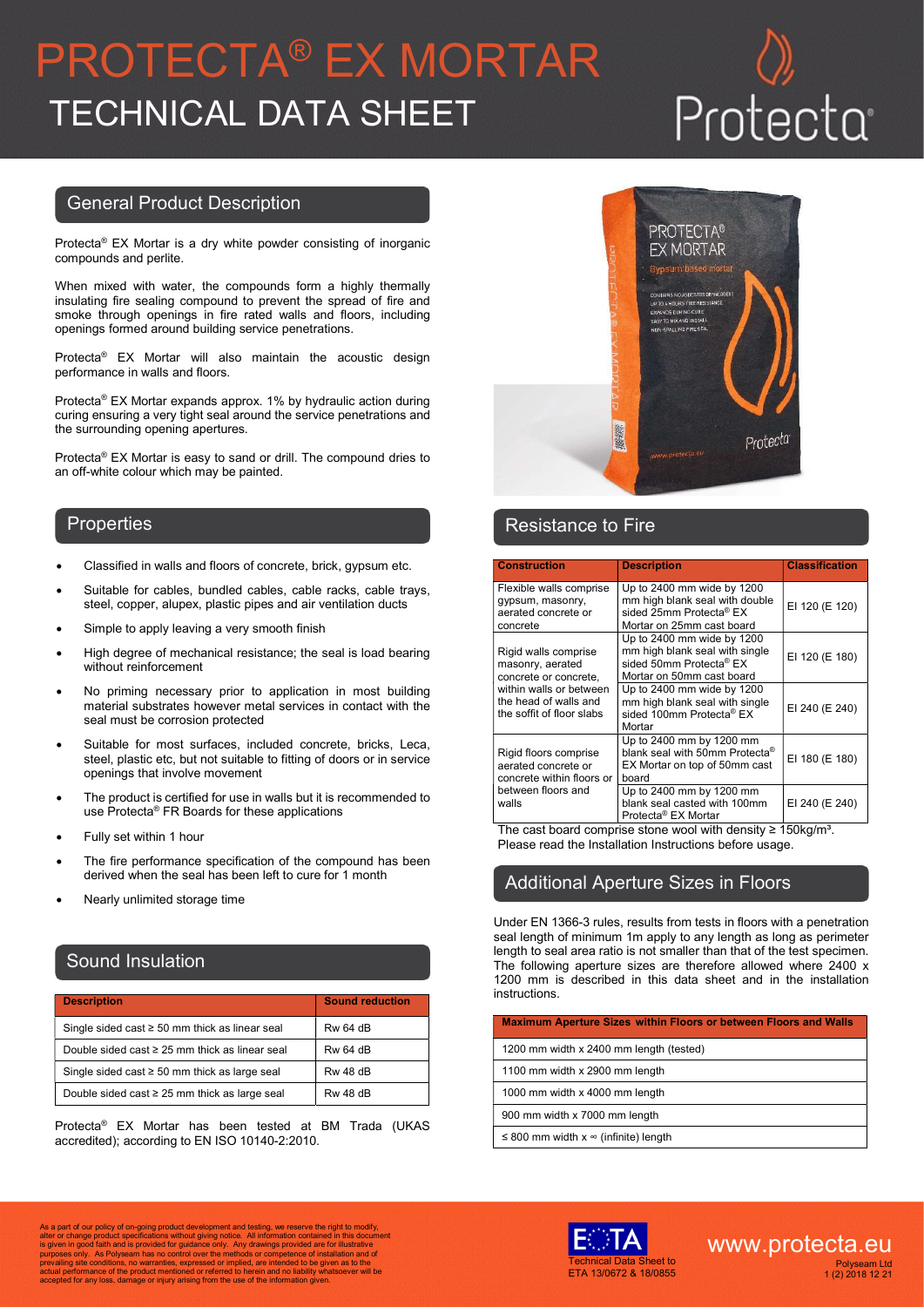// PROTECTA® EX MORTAR
## TECHNICAL DATA SHEET

Protecta®

## General Product Description

Protecta® EX Mortar is a dry white powder consisting of inorganic compounds and perlite.

When mixed with water, the compounds form a highly thermally insulating fire sealing compound to prevent the spread of fire and smoke through openings in fire rated walls and floors, including openings formed around building service penetrations.

Protecta® EX Mortar will also maintain the acoustic design performance in walls and floors.

Protecta® EX Mortar expands approx. 1% by hydraulic action during curing ensuring a very tight seal around the service penetrations and the surrounding opening apertures.

Protecta® EX Mortar is easy to sand or drill. The compound dries to an off-white colour which may be painted.

## Properties

- Classified in walls and floors of concrete, brick, gypsum etc.
- Suitable for cables, bundled cables, cable racks, cable trays, steel, copper, alupex, plastic pipes and air ventilation ducts
- Simple to apply leaving a very smooth finish
- High degree of mechanical resistance; the seal is load bearing without reinforcement
- No priming necessary prior to application in most building material substrates however metal services in contact with the seal must be corrosion protected
- Suitable for most surfaces, included concrete, bricks, Leca, steel, plastic etc, but not suitable to fitting of doors or in service openings that involve movement
- The product is certified for use in walls but it is recommended to use Protecta® FR Boards for these applications
- Fully set within 1 hour
- The fire performance specification of the compound has been derived when the seal has been left to cure for 1 month
- Nearly unlimited storage time

## Sound Insulation

| Description | Sound reduction |
|---|---|
| Single sided cast ≥ 50 mm thick as linear seal | Rw 64 dB |
| Double sided cast ≥ 25 mm thick as linear seal | Rw 64 dB |
| Single sided cast ≥ 50 mm thick as large seal | Rw 48 dB |
| Double sided cast ≥ 25 mm thick as large seal | Rw 48 dB |

Protecta® EX Mortar has been tested at BM Trada (UKAS accredited); according to EN ISO 10140-2:2010.

## Resistance to Fire

| Construction | Description | Classification |
|---|---|---|
| Flexible walls comprise gypsum, masonry, aerated concrete or concrete | Up to 2400 mm wide by 1200 mm high blank seal with double sided 25mm Protecta® EX Mortar on 25mm cast board | EI 120 (E 120) |
| Rigid walls comprise masonry, aerated concrete or concrete, within walls or between the head of walls and the soffit of floor slabs | Up to 2400 mm wide by 1200 mm high blank seal with single sided 50mm Protecta® EX Mortar on 50mm cast board | EI 120 (E 180) |
| | Up to 2400 mm wide by 1200 mm high blank seal with single sided 100mm Protecta® EX Mortar | EI 240 (E 240) |
| Rigid floors comprise aerated concrete or concrete within floors or between floors and walls | Up to 2400 mm by 1200 mm blank seal with 50mm Protecta® EX Mortar on top of 50mm cast board | EI 180 (E 180) |
| | Up to 2400 mm by 1200 mm blank seal casted with 100mm Protecta® EX Mortar | EI 240 (E 240) |

The cast board comprise stone wool with density ≥ 150kg/m³.
Please read the Installation Instructions before usage.

## Additional Aperture Sizes in Floors

Under EN 1366-3 rules, results from tests in floors with a penetration seal length of minimum 1m apply to any length as long as perimeter length to seal area ratio is not smaller than that of the test specimen. The following aperture sizes are therefore allowed where 2400 x 1200 mm is described in this data sheet and in the installation instructions.

| Maximum Aperture Sizes within Floors or between Floors and Walls |
|---|
| 1200 mm width x 2400 mm length (tested) |
| 1100 mm width x 2900 mm length |
| 1000 mm width x 4000 mm length |
| 900 mm width x 7000 mm length |
| ≤ 800 mm width x ∞ (infinite) length |

As a part of our policy of on-going product development and testing, we reserve the right to modify, alter or change product specifications without giving notice. All information contained in this document is given in good faith and is provided for guidance only. Any drawings provided are for illustrative purposes only. As Polyseam has no control over the methods or competence of installation and of prevailing site conditions, no warranties, expressed or implied, are intended to be given as to the actual performance of the product mentioned or referred to herein and no liability whatsoever will be accepted for any loss, damage or injury arising from the use of the information given.

EOTA Technical Data Sheet to ETA 13/0672 & 18/0855

www.protecta.eu

Polyseam Ltd
1 (2) 2018 12 21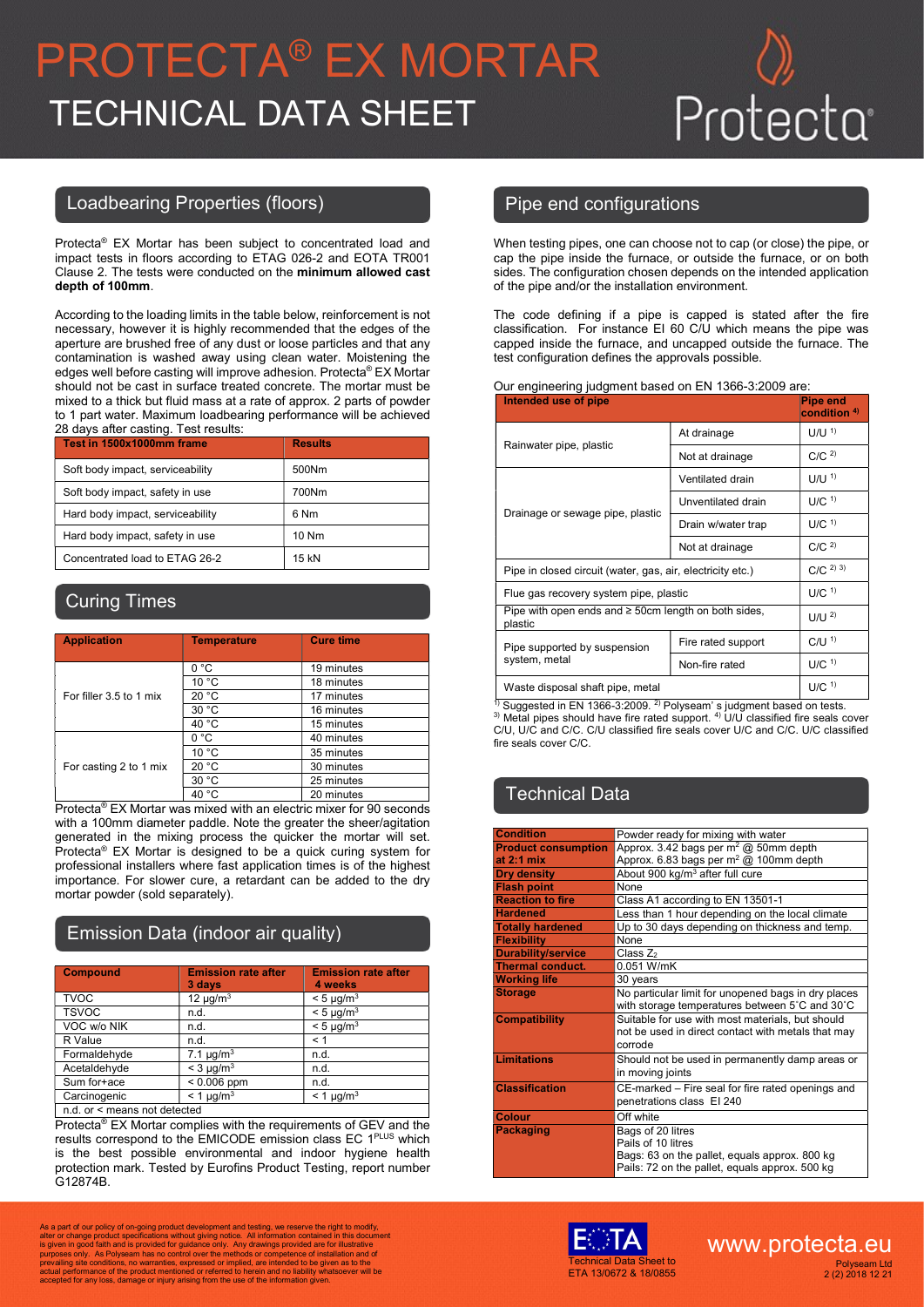# PROTECTA® EX MORTAR

# TECHNICAL DATA SHEET

## Loadbearing Properties (floors)

Protecta® EX Mortar has been subject to concentrated load and impact tests in floors according to ETAG 026-2 and EOTA TR001 Clause 2. The tests were conducted on the **minimum allowed cast depth of 100mm**.

According to the loading limits in the table below, reinforcement is not necessary, however it is highly recommended that the edges of the aperture are brushed free of any dust or loose particles and that any contamination is washed away using clean water. Moistening the edges well before casting will improve adhesion. Protecta® EX Mortar should not be cast in surface treated concrete. The mortar must be mixed to a thick but fluid mass at a rate of approx. 2 parts of powder to 1 part water. Maximum loadbearing performance will be achieved 28 days after casting. Test results:

| Test in 1500x1000mm frame | Results |
|---|---|
| Soft body impact, serviceability | 500Nm |
| Soft body impact, safety in use | 700Nm |
| Hard body impact, serviceability | 6 Nm |
| Hard body impact, safety in use | 10 Nm |
| Concentrated load to ETAG 26-2 | 15 kN |

## Curing Times

| Application | Temperature | Cure time |
|---|---|---|
| For filler 3.5 to 1 mix | 0 °C | 19 minutes |
| | 10 °C | 18 minutes |
| | 20 °C | 17 minutes |
| | 30 °C | 16 minutes |
| | 40 °C | 15 minutes |
| For casting 2 to 1 mix | 0 °C | 40 minutes |
| | 10 °C | 35 minutes |
| | 20 °C | 30 minutes |
| | 30 °C | 25 minutes |
| | 40 °C | 20 minutes |

Protecta® EX Mortar was mixed with an electric mixer for 90 seconds with a 100mm diameter paddle. Note the greater the sheer/agitation generated in the mixing process the quicker the mortar will set. Protecta® EX Mortar is designed to be a quick curing system for professional installers where fast application times is of the highest importance. For slower cure, a retardant can be added to the dry mortar powder (sold separately).

## Emission Data (indoor air quality)

| Compound | Emission rate after 3 days | Emission rate after 4 weeks |
|---|---|---|
| TVOC | 12 µg/m³ | < 5 µg/m³ |
| TSVOC | n.d. | < 5 µg/m³ |
| VOC w/o NIK | n.d. | < 5 µg/m³ |
| R Value | n.d. | < 1 |
| Formaldehyde | 7.1 µg/m³ | n.d. |
| Acetaldehyde | < 3 µg/m³ | n.d. |
| Sum for+ace | < 0.006 ppm | n.d. |
| Carcinogenic | < 1 µg/m³ | < 1 µg/m³ |
| n.d. or < means not detected | | |

Protecta® EX Mortar complies with the requirements of GEV and the results correspond to the EMICODE emission class EC 1PLUS which is the best possible environmental and indoor hygiene health protection mark. Tested by Eurofins Product Testing, report number G12874B.

## Pipe end configurations

When testing pipes, one can choose not to cap (or close) the pipe, or cap the pipe inside the furnace, or outside the furnace, or on both sides. The configuration chosen depends on the intended application of the pipe and/or the installation environment.

The code defining if a pipe is capped is stated after the fire classification. For instance EI 60 C/U which means the pipe was capped inside the furnace, and uncapped outside the furnace. The test configuration defines the approvals possible.

Our engineering judgment based on EN 1366-3:2009 are:

| Intended use of pipe | | Pipe end condition [4] |
|---|---|---|
| Rainwater pipe, plastic | At drainage | U/U [1] |
| | Not at drainage | C/C [2] |
| Drainage or sewage pipe, plastic | Ventilated drain | U/U [1] |
| | Unventilated drain | U/C [1] |
| | Drain w/water trap | U/C [1] |
| | Not at drainage | C/C [2] |
| Pipe in closed circuit (water, gas, air, electricity etc.) | | C/C [2] [3] |
| Flue gas recovery system pipe, plastic | | U/C [1] |
| Pipe with open ends and ≥ 50cm length on both sides, plastic | | U/U [2] |
| Pipe supported by suspension system, metal | Fire rated support | C/U [1] |
| | Non-fire rated | U/C [1] |
| Waste disposal shaft pipe, metal | | U/C [1] |

[1] Suggested in EN 1366-3:2009. [2] Polyseam' s judgment based on tests. [3] Metal pipes should have fire rated support. [4] U/U classified fire seals cover C/U, U/C and C/C. C/U classified fire seals cover U/C and C/C. U/C classified fire seals cover C/C.

## Technical Data

| | |
|---|---|
| **Condition** | Powder ready for mixing with water |
| **Product consumption at 2:1 mix** | Approx. 3.42 bags per m² @ 50mm depth<br>Approx. 6.83 bags per m² @ 100mm depth |
| **Dry density** | About 900 kg/m³ after full cure |
| **Flash point** | None |
| **Reaction to fire** | Class A1 according to EN 13501-1 |
| **Hardened** | Less than 1 hour depending on the local climate |
| **Totally hardened** | Up to 30 days depending on thickness and temp. |
| **Flexibility** | None |
| **Durability/service** | Class $Z_2$ |
| **Thermal conduct.** | 0.051 W/mK |
| **Working life** | 30 years |
| **Storage** | No particular limit for unopened bags in dry places with storage temperatures between 5˚C and 30˚C |
| **Compatibility** | Suitable for use with most materials, but should not be used in direct contact with metals that may corrode |
| **Limitations** | Should not be used in permanently damp areas or in moving joints |
| **Classification** | CE-marked – Fire seal for fire rated openings and penetrations class EI 240 |
| **Colour** | Off white |
| **Packaging** | Bags of 20 litres<br>Pails of 10 litres<br>Bags: 63 on the pallet, equals approx. 800 kg<br>Pails: 72 on the pallet, equals approx. 500 kg |

As a part of our policy of on-going product development and testing, we reserve the right to modify, alter or change product specifications without giving notice. All information contained in this document is given in good faith and is provided for guidance only. Any drawings provided are for illustrative purposes only. As Polyseam has no control over the methods or competence of installation and of prevailing site conditions, no warranties, expressed or implied, are intended to be given as to the actual performance of the product mentioned or referred to herein and no liability whatsoever will be accepted for any loss, damage or injury arising from the use of the information given.

Technical Data Sheet to ETA 13/0672 & 18/0855

www.protecta.eu

Polyseam Ltd 2 (2) 2018 12 21